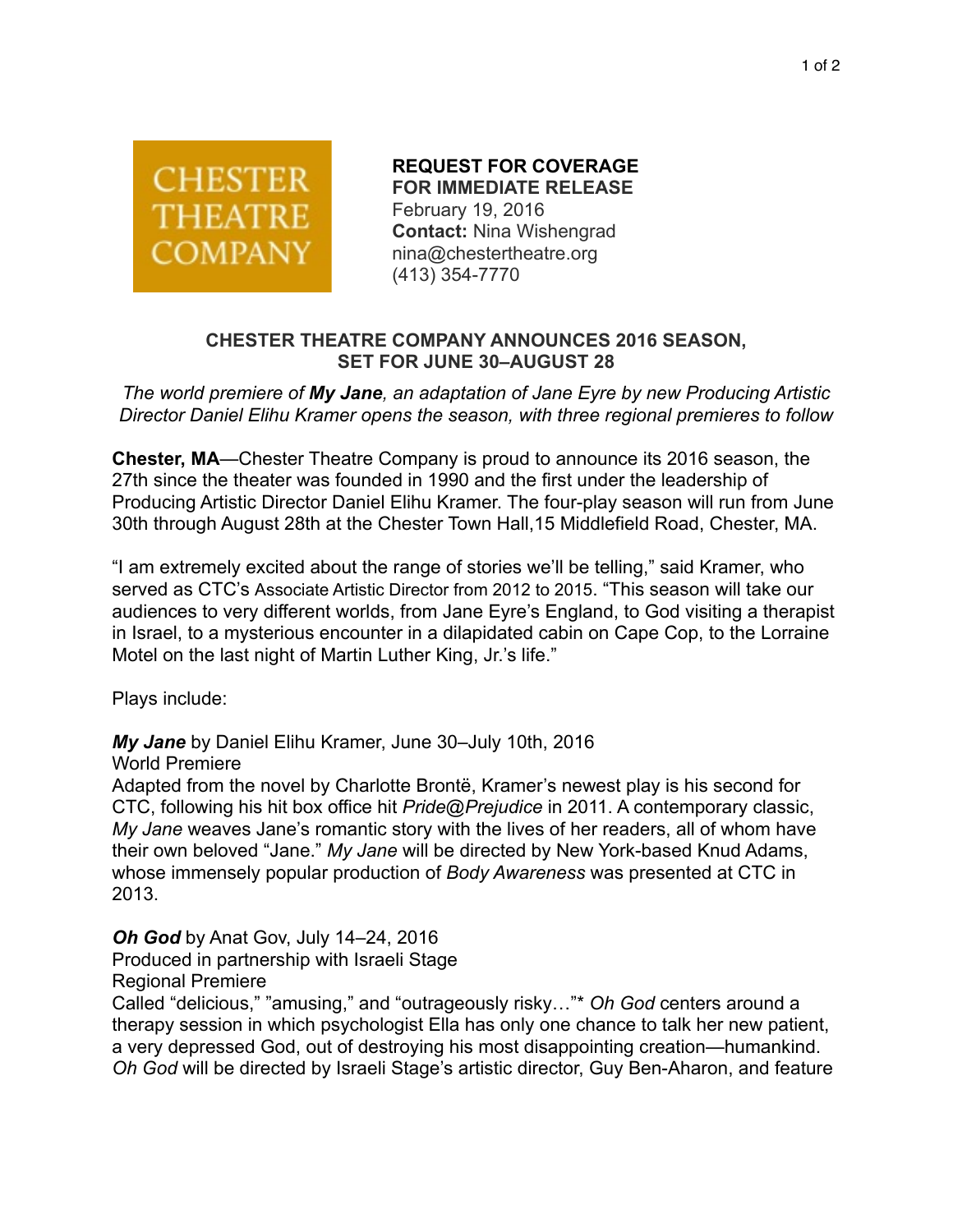CHESTER THEATRE COMPANY

**REQUEST FOR COVERAGE**
**FOR IMMEDIATE RELEASE**
February 19, 2016
**Contact:** Nina Wishengrad
nina@chestertheatre.org
(413) 354-7770

## CHESTER THEATRE COMPANY ANNOUNCES 2016 SEASON, SET FOR JUNE 30–AUGUST 28

*The world premiere of **My Jane**, an adaptation of Jane Eyre by new Producing Artistic Director Daniel Elihu Kramer opens the season, with three regional premieres to follow*

**Chester, MA**—Chester Theatre Company is proud to announce its 2016 season, the 27th since the theater was founded in 1990 and the first under the leadership of Producing Artistic Director Daniel Elihu Kramer. The four-play season will run from June 30th through August 28th at the Chester Town Hall,15 Middlefield Road, Chester, MA.

"I am extremely excited about the range of stories we'll be telling," said Kramer, who served as CTC's Associate Artistic Director from 2012 to 2015. "This season will take our audiences to very different worlds, from Jane Eyre's England, to God visiting a therapist in Israel, to a mysterious encounter in a dilapidated cabin on Cape Cop, to the Lorraine Motel on the last night of Martin Luther King, Jr.'s life."

Plays include:

***My Jane*** by Daniel Elihu Kramer, June 30–July 10th, 2016
World Premiere
Adapted from the novel by Charlotte Brontë, Kramer's newest play is his second for CTC, following his hit box office hit *Pride@Prejudice* in 2011. A contemporary classic, *My Jane* weaves Jane's romantic story with the lives of her readers, all of whom have their own beloved "Jane." *My Jane* will be directed by New York-based Knud Adams, whose immensely popular production of *Body Awareness* was presented at CTC in 2013.

***Oh God*** by Anat Gov, July 14–24, 2016
Produced in partnership with Israeli Stage
Regional Premiere
Called "delicious," "amusing," and "outrageously risky…"* *Oh God* centers around a therapy session in which psychologist Ella has only one chance to talk her new patient, a very depressed God, out of destroying his most disappointing creation—humankind. *Oh God* will be directed by Israeli Stage's artistic director, Guy Ben-Aharon, and feature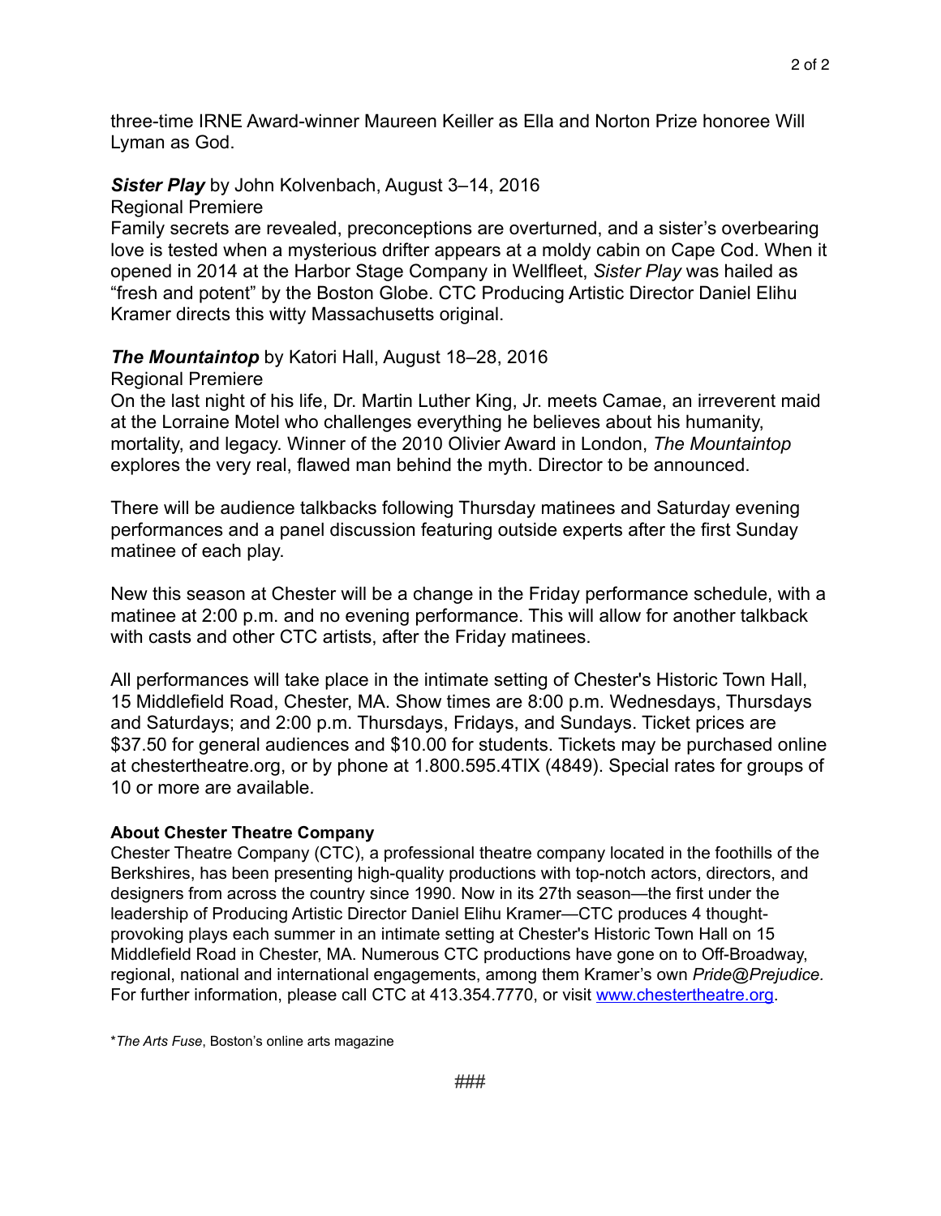three-time IRNE Award-winner Maureen Keiller as Ella and Norton Prize honoree Will Lyman as God.

***Sister Play*** by John Kolvenbach, August 3–14, 2016
Regional Premiere
Family secrets are revealed, preconceptions are overturned, and a sister's overbearing love is tested when a mysterious drifter appears at a moldy cabin on Cape Cod. When it opened in 2014 at the Harbor Stage Company in Wellfleet, *Sister Play* was hailed as "fresh and potent" by the Boston Globe. CTC Producing Artistic Director Daniel Elihu Kramer directs this witty Massachusetts original.

***The Mountaintop*** by Katori Hall, August 18–28, 2016
Regional Premiere
On the last night of his life, Dr. Martin Luther King, Jr. meets Camae, an irreverent maid at the Lorraine Motel who challenges everything he believes about his humanity, mortality, and legacy. Winner of the 2010 Olivier Award in London, *The Mountaintop* explores the very real, flawed man behind the myth. Director to be announced.

There will be audience talkbacks following Thursday matinees and Saturday evening performances and a panel discussion featuring outside experts after the first Sunday matinee of each play.

New this season at Chester will be a change in the Friday performance schedule, with a matinee at 2:00 p.m. and no evening performance. This will allow for another talkback with casts and other CTC artists, after the Friday matinees.

All performances will take place in the intimate setting of Chester's Historic Town Hall, 15 Middlefield Road, Chester, MA. Show times are 8:00 p.m. Wednesdays, Thursdays and Saturdays; and 2:00 p.m. Thursdays, Fridays, and Sundays. Ticket prices are $37.50 for general audiences and $10.00 for students. Tickets may be purchased online at chestertheatre.org, or by phone at 1.800.595.4TIX (4849). Special rates for groups of 10 or more are available.

**About Chester Theatre Company**
Chester Theatre Company (CTC), a professional theatre company located in the foothills of the Berkshires, has been presenting high-quality productions with top-notch actors, directors, and designers from across the country since 1990. Now in its 27th season—the first under the leadership of Producing Artistic Director Daniel Elihu Kramer—CTC produces 4 thought-provoking plays each summer in an intimate setting at Chester's Historic Town Hall on 15 Middlefield Road in Chester, MA. Numerous CTC productions have gone on to Off-Broadway, regional, national and international engagements, among them Kramer's own *Pride@Prejudice.* For further information, please call CTC at 413.354.7770, or visit [www.chestertheatre.org](http://www.chestertheatre.org).

**The Arts Fuse*, Boston's online arts magazine

###